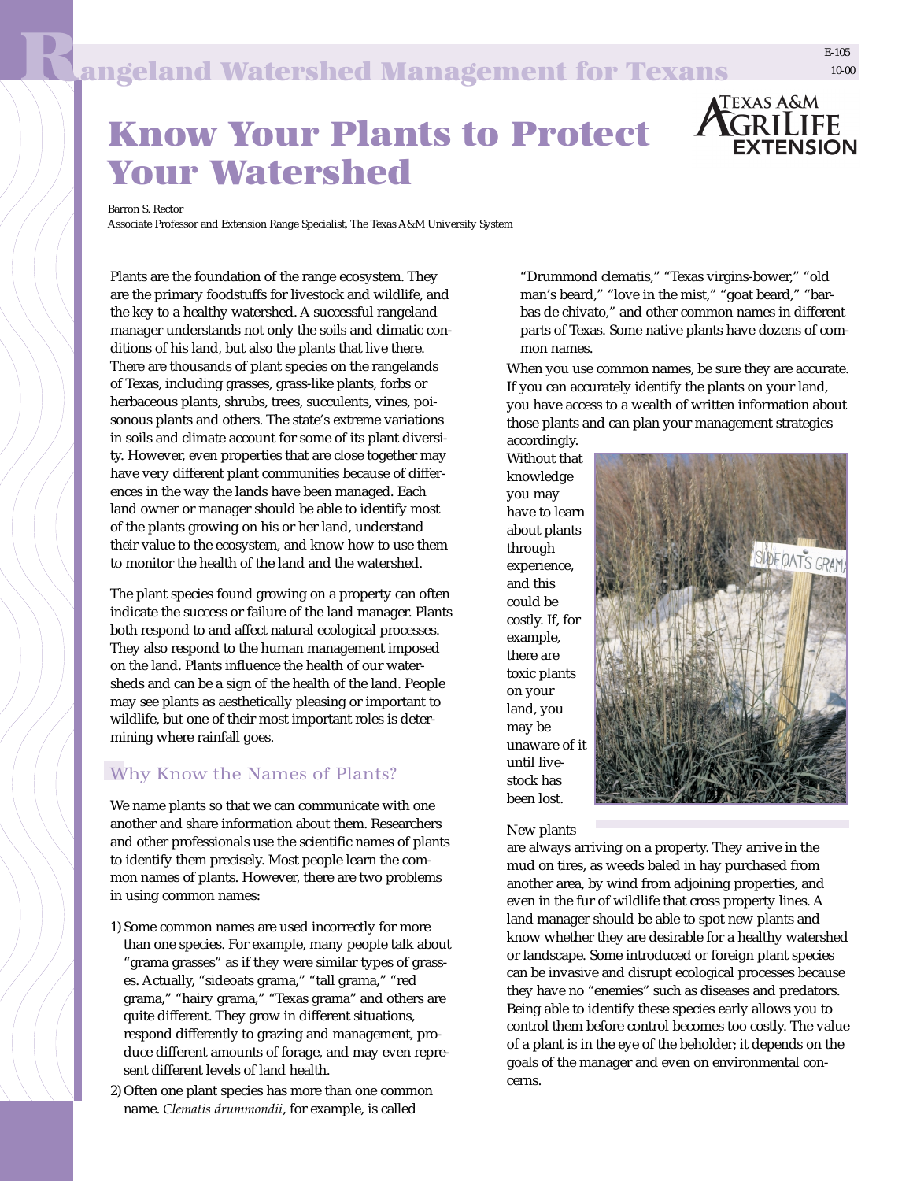# Rangeland Watershed Management for Texans

# Know Your Plants to Protect Your Watershed

Barron S. Rector
Associate Professor and Extension Range Specialist, The Texas A&M University System

Plants are the foundation of the range ecosystem. They are the primary foodstuffs for livestock and wildlife, and the key to a healthy watershed. A successful rangeland manager understands not only the soils and climatic conditions of his land, but also the plants that live there. There are thousands of plant species on the rangelands of Texas, including grasses, grass-like plants, forbs or herbaceous plants, shrubs, trees, succulents, vines, poisonous plants and others. The state's extreme variations in soils and climate account for some of its plant diversity. However, even properties that are close together may have very different plant communities because of differences in the way the lands have been managed. Each land owner or manager should be able to identify most of the plants growing on his or her land, understand their value to the ecosystem, and know how to use them to monitor the health of the land and the watershed.

The plant species found growing on a property can often indicate the success or failure of the land manager. Plants both respond to and affect natural ecological processes. They also respond to the human management imposed on the land. Plants influence the health of our watersheds and can be a sign of the health of the land. People may see plants as aesthetically pleasing or important to wildlife, but one of their most important roles is determining where rainfall goes.

## Why Know the Names of Plants?

We name plants so that we can communicate with one another and share information about them. Researchers and other professionals use the scientific names of plants to identify them precisely. Most people learn the common names of plants. However, there are two problems in using common names:

1) Some common names are used incorrectly for more than one species. For example, many people talk about "grama grasses" as if they were similar types of grasses. Actually, "sideoats grama," "tall grama," "red grama," "hairy grama," "Texas grama" and others are quite different. They grow in different situations, respond differently to grazing and management, produce different amounts of forage, and may even represent different levels of land health.
2) Often one plant species has more than one common name. *Clematis drummondii*, for example, is called "Drummond clematis," "Texas virgins-bower," "old man's beard," "love in the mist," "goat beard," "barbas de chivato," and other common names in different parts of Texas. Some native plants have dozens of common names.

When you use common names, be sure they are accurate. If you can accurately identify the plants on your land, you have access to a wealth of written information about those plants and can plan your management strategies accordingly. Without that knowledge you may have to learn about plants through experience, and this could be costly. If, for example, there are toxic plants on your land, you may be unaware of it until livestock has been lost.

New plants are always arriving on a property. They arrive in the mud on tires, as weeds baled in hay purchased from another area, by wind from adjoining properties, and even in the fur of wildlife that cross property lines. A land manager should be able to spot new plants and know whether they are desirable for a healthy watershed or landscape. Some introduced or foreign plant species can be invasive and disrupt ecological processes because they have no "enemies" such as diseases and predators. Being able to identify these species early allows you to control them before control becomes too costly. The value of a plant is in the eye of the beholder; it depends on the goals of the manager and even on environmental concerns.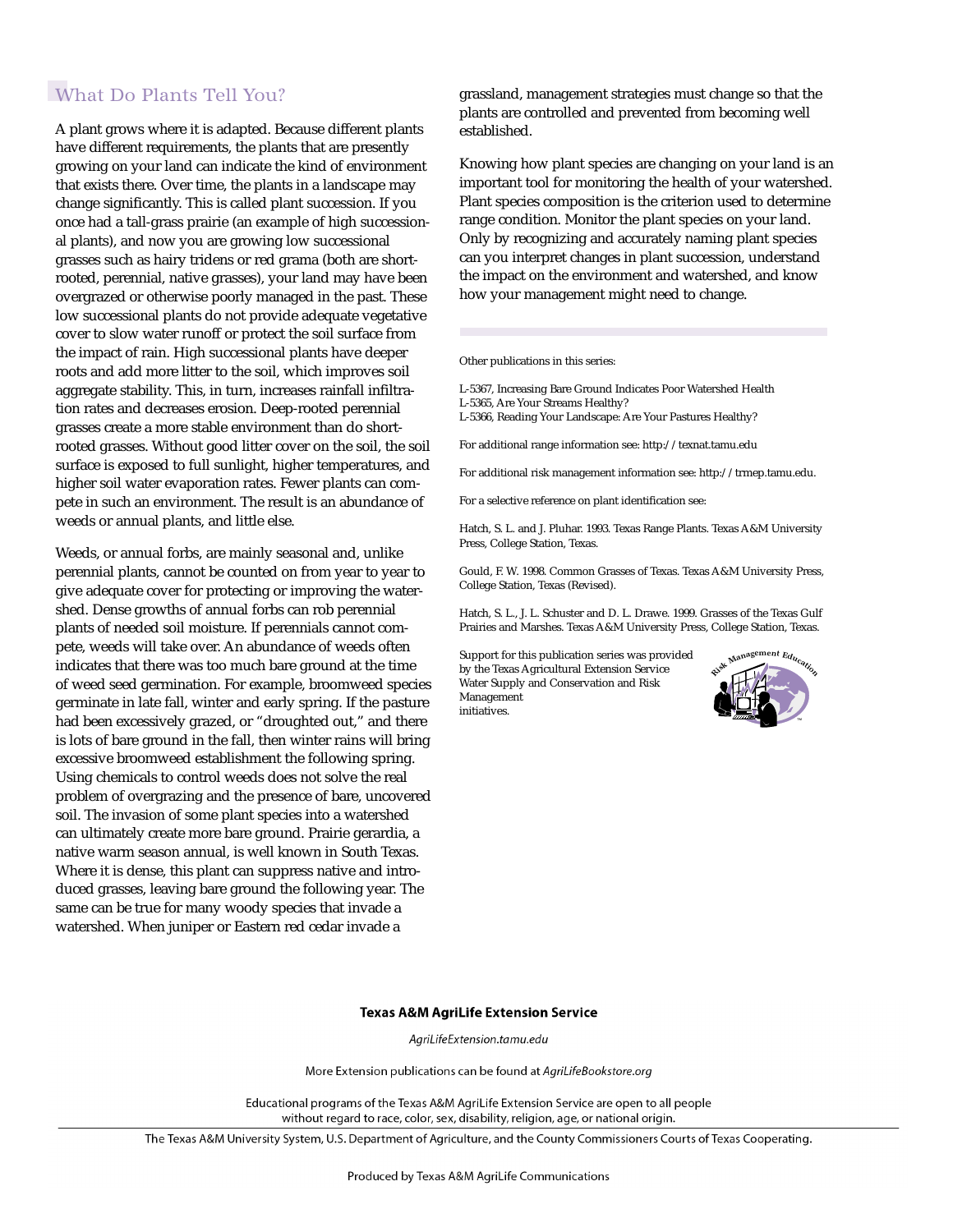## What Do Plants Tell You?

A plant grows where it is adapted. Because different plants have different requirements, the plants that are presently growing on your land can indicate the kind of environment that exists there. Over time, the plants in a landscape may change significantly. This is called plant succession. If you once had a tall-grass prairie (an example of high successional plants), and now you are growing low successional grasses such as hairy tridens or red grama (both are short-rooted, perennial, native grasses), your land may have been overgrazed or otherwise poorly managed in the past. These low successional plants do not provide adequate vegetative cover to slow water runoff or protect the soil surface from the impact of rain. High successional plants have deeper roots and add more litter to the soil, which improves soil aggregate stability. This, in turn, increases rainfall infiltration rates and decreases erosion. Deep-rooted perennial grasses create a more stable environment than do short-rooted grasses. Without good litter cover on the soil, the soil surface is exposed to full sunlight, higher temperatures, and higher soil water evaporation rates. Fewer plants can compete in such an environment. The result is an abundance of weeds or annual plants, and little else.

Weeds, or annual forbs, are mainly seasonal and, unlike perennial plants, cannot be counted on from year to year to give adequate cover for protecting or improving the watershed. Dense growths of annual forbs can rob perennial plants of needed soil moisture. If perennials cannot compete, weeds will take over. An abundance of weeds often indicates that there was too much bare ground at the time of weed seed germination. For example, broomweed species germinate in late fall, winter and early spring. If the pasture had been excessively grazed, or "droughted out," and there is lots of bare ground in the fall, then winter rains will bring excessive broomweed establishment the following spring. Using chemicals to control weeds does not solve the real problem of overgrazing and the presence of bare, uncovered soil. The invasion of some plant species into a watershed can ultimately create more bare ground. Prairie gerardia, a native warm season annual, is well known in South Texas. Where it is dense, this plant can suppress native and introduced grasses, leaving bare ground the following year. The same can be true for many woody species that invade a watershed. When juniper or Eastern red cedar invade a grassland, management strategies must change so that the plants are controlled and prevented from becoming well established.

Knowing how plant species are changing on your land is an important tool for monitoring the health of your watershed. Plant species composition is the criterion used to determine range condition. Monitor the plant species on your land. Only by recognizing and accurately naming plant species can you interpret changes in plant succession, understand the impact on the environment and watershed, and know how your management might need to change.

---

Other publications in this series:

L-5367, Increasing Bare Ground Indicates Poor Watershed Health
L-5365, Are Your Streams Healthy?
L-5366, Reading Your Landscape: Are Your Pastures Healthy?

For additional range information see: http://texnat.tamu.edu

For additional risk management information see: http://trmep.tamu.edu.

For a selective reference on plant identification see:

Hatch, S. L. and J. Pluhar. 1993. Texas Range Plants. Texas A&M University Press, College Station, Texas.

Gould, F. W. 1998. Common Grasses of Texas. Texas A&M University Press, College Station, Texas (Revised).

Hatch, S. L., J. L. Schuster and D. L. Drawe. 1999. Grasses of the Texas Gulf Prairies and Marshes. Texas A&M University Press, College Station, Texas.

Support for this publication series was provided by the Texas Agricultural Extension Service Water Supply and Conservation and Risk Management initiatives.

Risk Management Education

**Texas A&M AgriLife Extension Service**

*AgriLifeExtension.tamu.edu*

More Extension publications can be found at *AgriLifeBookstore.org*

Educational programs of the Texas A&M AgriLife Extension Service are open to all people without regard to race, color, sex, disability, religion, age, or national origin.

The Texas A&M University System, U.S. Department of Agriculture, and the County Commissioners Courts of Texas Cooperating.

Produced by Texas A&M AgriLife Communications